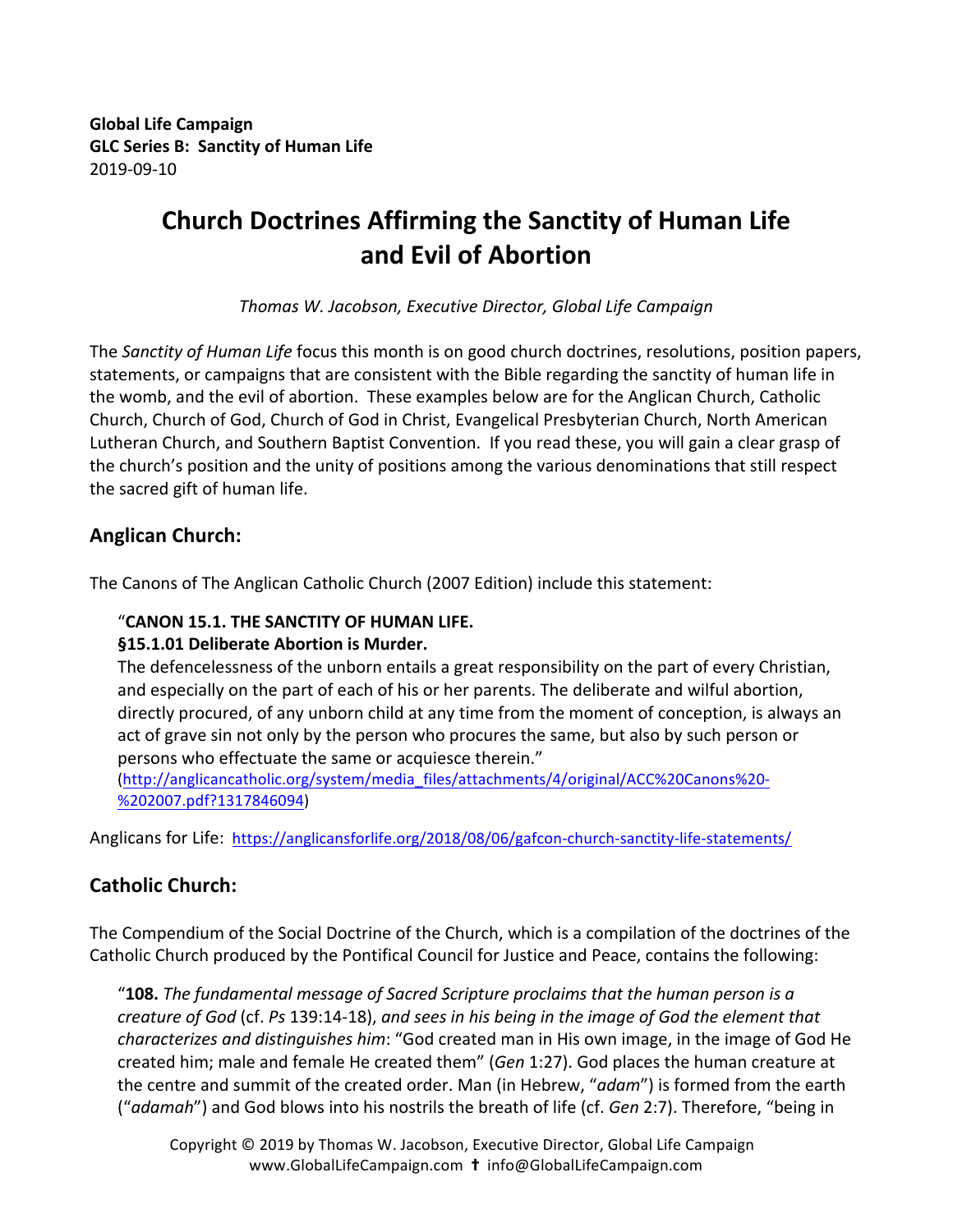**Global Life Campaign**
**GLC Series B: Sanctity of Human Life**
2019-09-10

# Church Doctrines Affirming the Sanctity of Human Life and Evil of Abortion

*Thomas W. Jacobson, Executive Director, Global Life Campaign*

The *Sanctity of Human Life* focus this month is on good church doctrines, resolutions, position papers, statements, or campaigns that are consistent with the Bible regarding the sanctity of human life in the womb, and the evil of abortion. These examples below are for the Anglican Church, Catholic Church, Church of God, Church of God in Christ, Evangelical Presbyterian Church, North American Lutheran Church, and Southern Baptist Convention. If you read these, you will gain a clear grasp of the church's position and the unity of positions among the various denominations that still respect the sacred gift of human life.

## Anglican Church:

The Canons of The Anglican Catholic Church (2007 Edition) include this statement:

> "**CANON 15.1. THE SANCTITY OF HUMAN LIFE.**
> **§15.1.01 Deliberate Abortion is Murder.**
> The defencelessness of the unborn entails a great responsibility on the part of every Christian, and especially on the part of each of his or her parents. The deliberate and wilful abortion, directly procured, of any unborn child at any time from the moment of conception, is always an act of grave sin not only by the person who procures the same, but also by such person or persons who effectuate the same or acquiesce therein."
> (http://anglicancatholic.org/system/media_files/attachments/4/original/ACC%20Canons%20-%202007.pdf?1317846094)

Anglicans for Life: https://anglicansforlife.org/2018/08/06/gafcon-church-sanctity-life-statements/

## Catholic Church:

The Compendium of the Social Doctrine of the Church, which is a compilation of the doctrines of the Catholic Church produced by the Pontifical Council for Justice and Peace, contains the following:

> "**108.** *The fundamental message of Sacred Scripture proclaims that the human person is a creature of God* (cf. *Ps* 139:14-18), *and sees in his being in the image of God the element that characterizes and distinguishes him*: "God created man in His own image, in the image of God He created him; male and female He created them" (*Gen* 1:27). God places the human creature at the centre and summit of the created order. Man (in Hebrew, "*adam*") is formed from the earth ("*adamah*") and God blows into his nostrils the breath of life (cf. *Gen* 2:7). Therefore, "being in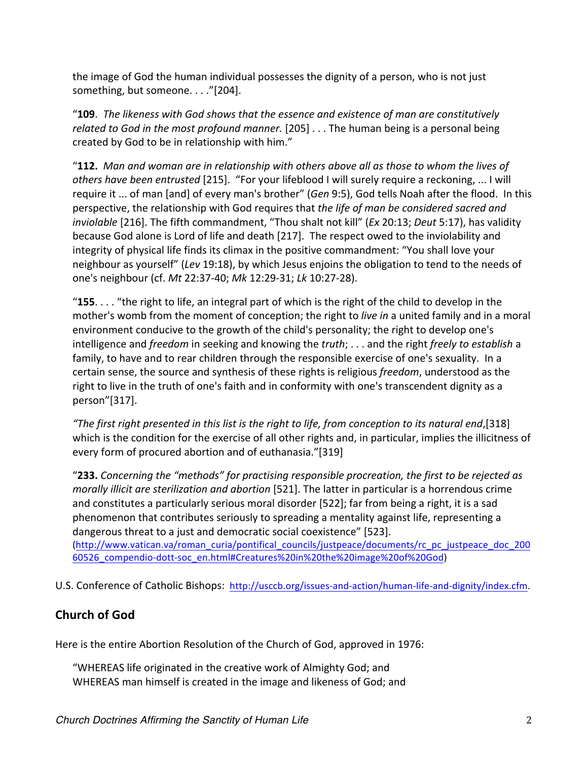the image of God the human individual possesses the dignity of a person, who is not just something, but someone. . . ."[204].

"**109**. *The likeness with God shows that the essence and existence of man are constitutively related to God in the most profound manner.* [205] . . . The human being is a personal being created by God to be in relationship with him."

"**112.** *Man and woman are in relationship with others above all as those to whom the lives of others have been entrusted* [215]. "For your lifeblood I will surely require a reckoning, ... I will require it ... of man [and] of every man's brother" (*Gen* 9:5), God tells Noah after the flood. In this perspective, the relationship with God requires that *the life of man be considered sacred and inviolable* [216]. The fifth commandment, "Thou shalt not kill" (*Ex* 20:13; *Deut* 5:17), has validity because God alone is Lord of life and death [217]. The respect owed to the inviolability and integrity of physical life finds its climax in the positive commandment: "You shall love your neighbour as yourself" (*Lev* 19:18), by which Jesus enjoins the obligation to tend to the needs of one's neighbour (cf. *Mt* 22:37-40; *Mk* 12:29-31; *Lk* 10:27-28).

"**155**. . . . "the right to life, an integral part of which is the right of the child to develop in the mother's womb from the moment of conception; the right to *live in* a united family and in a moral environment conducive to the growth of the child's personality; the right to develop one's intelligence and *freedom* in seeking and knowing the *truth*; . . . and the right *freely to establish* a family, to have and to rear children through the responsible exercise of one's sexuality. In a certain sense, the source and synthesis of these rights is religious *freedom*, understood as the right to live in the truth of one's faith and in conformity with one's transcendent dignity as a person"[317].

*"The first right presented in this list is the right to life, from conception to its natural end*,[318] which is the condition for the exercise of all other rights and, in particular, implies the illicitness of every form of procured abortion and of euthanasia."[319]

"**233.** *Concerning the "methods" for practising responsible procreation, the first to be rejected as morally illicit are sterilization and abortion* [521]. The latter in particular is a horrendous crime and constitutes a particularly serious moral disorder [522]; far from being a right, it is a sad phenomenon that contributes seriously to spreading a mentality against life, representing a dangerous threat to a just and democratic social coexistence" [523]. (http://www.vatican.va/roman_curia/pontifical_councils/justpeace/documents/rc_pc_justpeace_doc_20060526_compendio-dott-soc_en.html#Creatures%20in%20the%20image%20of%20God)

U.S. Conference of Catholic Bishops: http://usccb.org/issues-and-action/human-life-and-dignity/index.cfm.

## Church of God

Here is the entire Abortion Resolution of the Church of God, approved in 1976:

"WHEREAS life originated in the creative work of Almighty God; and
WHEREAS man himself is created in the image and likeness of God; and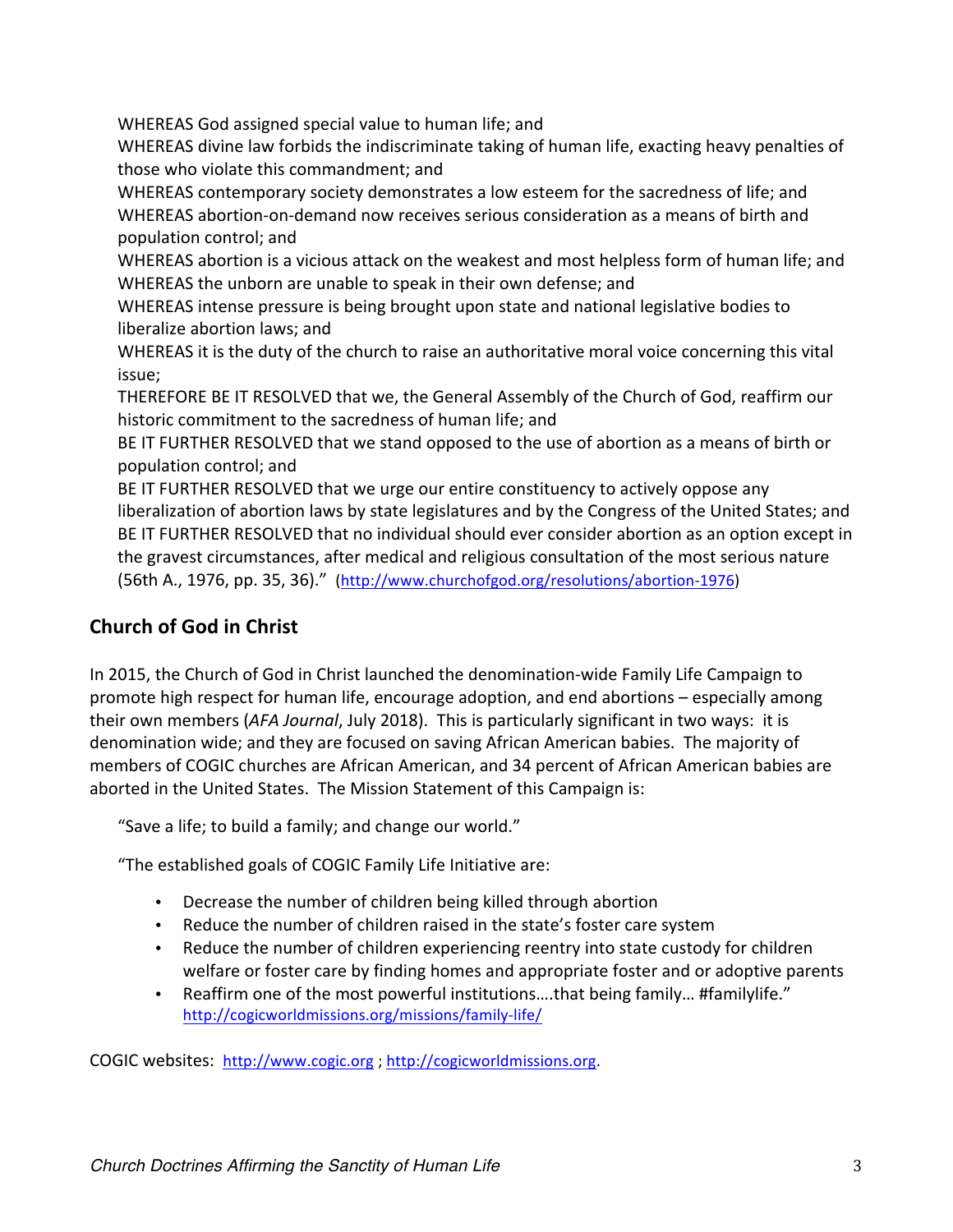WHEREAS God assigned special value to human life; and
WHEREAS divine law forbids the indiscriminate taking of human life, exacting heavy penalties of those who violate this commandment; and
WHEREAS contemporary society demonstrates a low esteem for the sacredness of life; and
WHEREAS abortion-on-demand now receives serious consideration as a means of birth and population control; and
WHEREAS abortion is a vicious attack on the weakest and most helpless form of human life; and
WHEREAS the unborn are unable to speak in their own defense; and
WHEREAS intense pressure is being brought upon state and national legislative bodies to liberalize abortion laws; and
WHEREAS it is the duty of the church to raise an authoritative moral voice concerning this vital issue;
THEREFORE BE IT RESOLVED that we, the General Assembly of the Church of God, reaffirm our historic commitment to the sacredness of human life; and
BE IT FURTHER RESOLVED that we stand opposed to the use of abortion as a means of birth or population control; and
BE IT FURTHER RESOLVED that we urge our entire constituency to actively oppose any liberalization of abortion laws by state legislatures and by the Congress of the United States; and
BE IT FURTHER RESOLVED that no individual should ever consider abortion as an option except in the gravest circumstances, after medical and religious consultation of the most serious nature (56th A., 1976, pp. 35, 36)." (http://www.churchofgod.org/resolutions/abortion-1976)

## Church of God in Christ

In 2015, the Church of God in Christ launched the denomination-wide Family Life Campaign to promote high respect for human life, encourage adoption, and end abortions – especially among their own members (*AFA Journal*, July 2018). This is particularly significant in two ways: it is denomination wide; and they are focused on saving African American babies. The majority of members of COGIC churches are African American, and 34 percent of African American babies are aborted in the United States. The Mission Statement of this Campaign is:

"Save a life; to build a family; and change our world."

"The established goals of COGIC Family Life Initiative are:

- Decrease the number of children being killed through abortion
- Reduce the number of children raised in the state's foster care system
- Reduce the number of children experiencing reentry into state custody for children welfare or foster care by finding homes and appropriate foster and or adoptive parents
- Reaffirm one of the most powerful institutions….that being family… #familylife." http://cogicworldmissions.org/missions/family-life/

COGIC websites: http://www.cogic.org ; http://cogicworldmissions.org.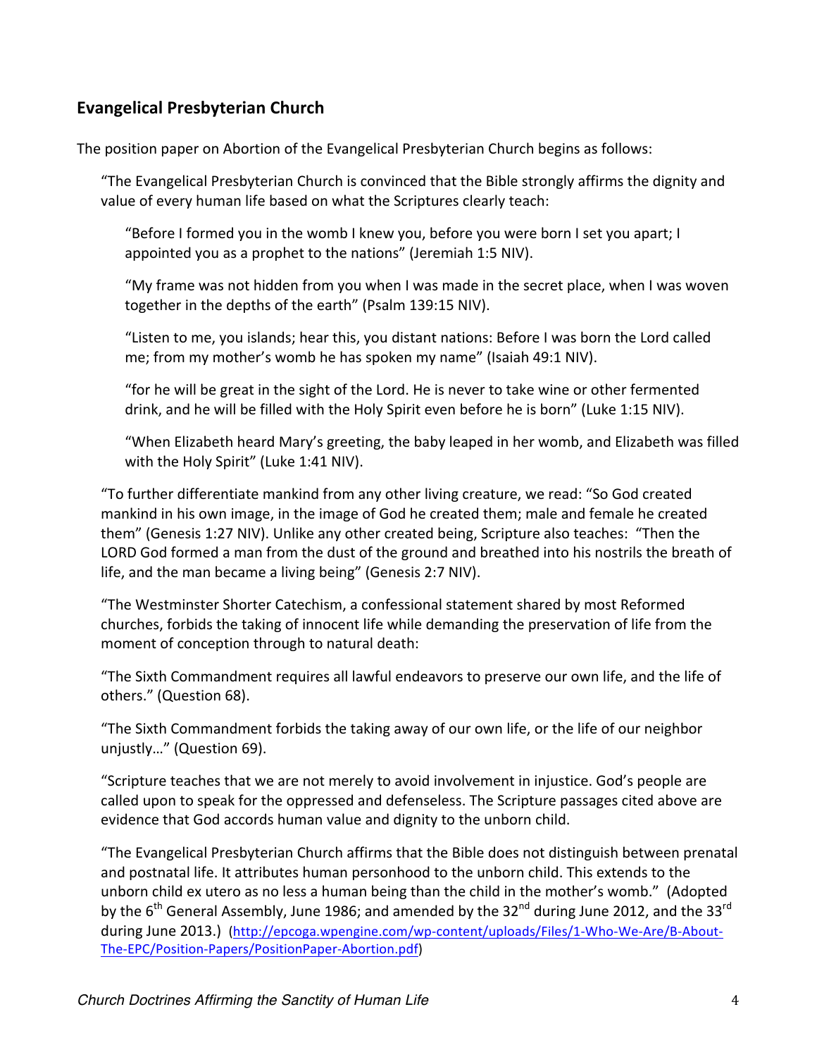## Evangelical Presbyterian Church

The position paper on Abortion of the Evangelical Presbyterian Church begins as follows:

> "The Evangelical Presbyterian Church is convinced that the Bible strongly affirms the dignity and value of every human life based on what the Scriptures clearly teach:
>
> > "Before I formed you in the womb I knew you, before you were born I set you apart; I appointed you as a prophet to the nations" (Jeremiah 1:5 NIV).
> >
> > "My frame was not hidden from you when I was made in the secret place, when I was woven together in the depths of the earth" (Psalm 139:15 NIV).
> >
> > "Listen to me, you islands; hear this, you distant nations: Before I was born the Lord called me; from my mother's womb he has spoken my name" (Isaiah 49:1 NIV).
> >
> > "for he will be great in the sight of the Lord. He is never to take wine or other fermented drink, and he will be filled with the Holy Spirit even before he is born" (Luke 1:15 NIV).
> >
> > "When Elizabeth heard Mary's greeting, the baby leaped in her womb, and Elizabeth was filled with the Holy Spirit" (Luke 1:41 NIV).
>
> "To further differentiate mankind from any other living creature, we read: "So God created mankind in his own image, in the image of God he created them; male and female he created them" (Genesis 1:27 NIV). Unlike any other created being, Scripture also teaches: "Then the LORD God formed a man from the dust of the ground and breathed into his nostrils the breath of life, and the man became a living being" (Genesis 2:7 NIV).
>
> "The Westminster Shorter Catechism, a confessional statement shared by most Reformed churches, forbids the taking of innocent life while demanding the preservation of life from the moment of conception through to natural death:
>
> "The Sixth Commandment requires all lawful endeavors to preserve our own life, and the life of others." (Question 68).
>
> "The Sixth Commandment forbids the taking away of our own life, or the life of our neighbor unjustly…" (Question 69).
>
> "Scripture teaches that we are not merely to avoid involvement in injustice. God's people are called upon to speak for the oppressed and defenseless. The Scripture passages cited above are evidence that God accords human value and dignity to the unborn child.
>
> "The Evangelical Presbyterian Church affirms that the Bible does not distinguish between prenatal and postnatal life. It attributes human personhood to the unborn child. This extends to the unborn child ex utero as no less a human being than the child in the mother's womb." (Adopted by the 6th General Assembly, June 1986; and amended by the 32nd during June 2012, and the 33rd during June 2013.) (http://epcoga.wpengine.com/wp-content/uploads/Files/1-Who-We-Are/B-About-The-EPC/Position-Papers/PositionPaper-Abortion.pdf)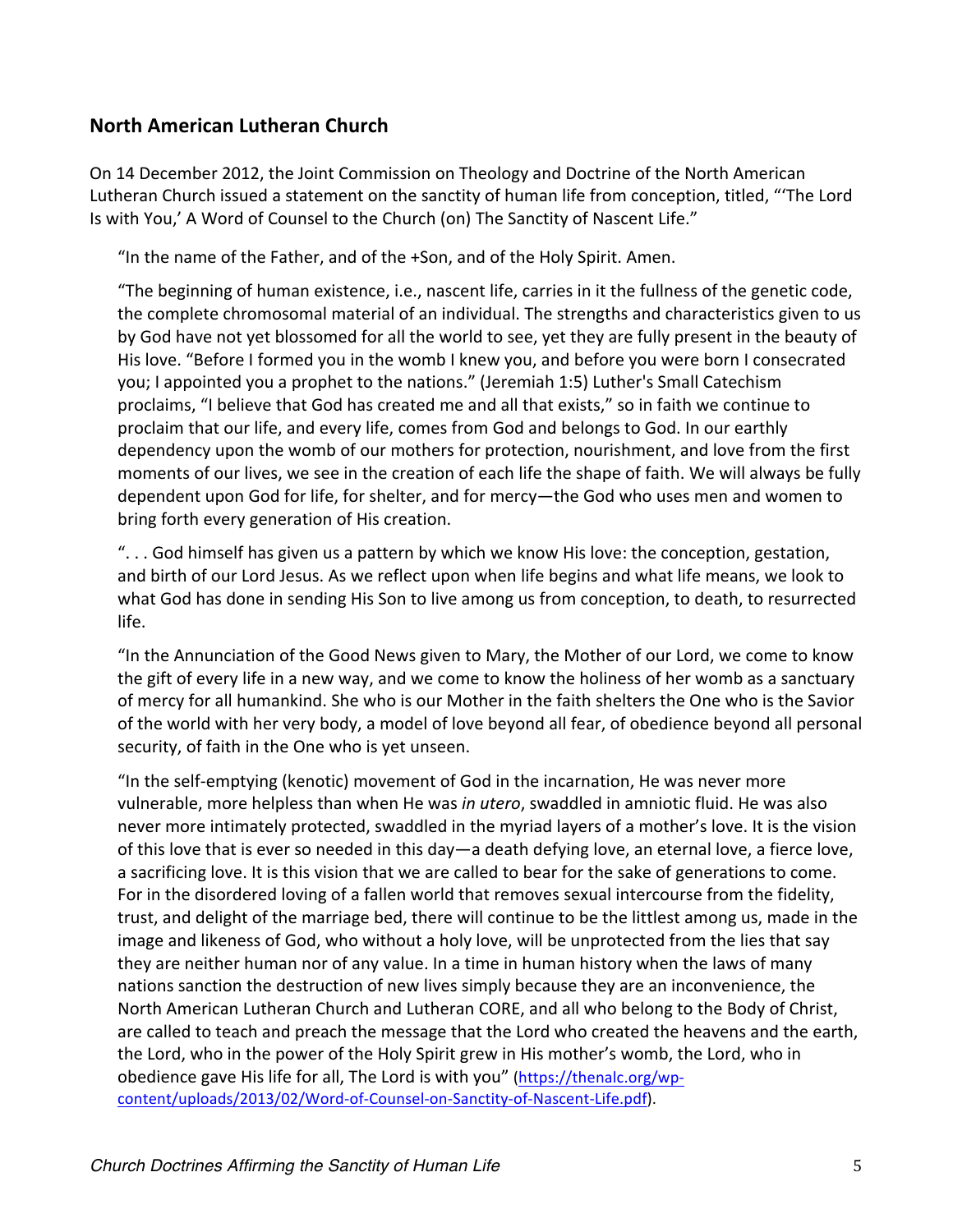## North American Lutheran Church

On 14 December 2012, the Joint Commission on Theology and Doctrine of the North American Lutheran Church issued a statement on the sanctity of human life from conception, titled, "'The Lord Is with You,' A Word of Counsel to the Church (on) The Sanctity of Nascent Life."

> "In the name of the Father, and of the +Son, and of the Holy Spirit. Amen.
>
> "The beginning of human existence, i.e., nascent life, carries in it the fullness of the genetic code, the complete chromosomal material of an individual. The strengths and characteristics given to us by God have not yet blossomed for all the world to see, yet they are fully present in the beauty of His love. "Before I formed you in the womb I knew you, and before you were born I consecrated you; I appointed you a prophet to the nations." (Jeremiah 1:5) Luther's Small Catechism proclaims, "I believe that God has created me and all that exists," so in faith we continue to proclaim that our life, and every life, comes from God and belongs to God. In our earthly dependency upon the womb of our mothers for protection, nourishment, and love from the first moments of our lives, we see in the creation of each life the shape of faith. We will always be fully dependent upon God for life, for shelter, and for mercy—the God who uses men and women to bring forth every generation of His creation.
>
> ". . . God himself has given us a pattern by which we know His love: the conception, gestation, and birth of our Lord Jesus. As we reflect upon when life begins and what life means, we look to what God has done in sending His Son to live among us from conception, to death, to resurrected life.
>
> "In the Annunciation of the Good News given to Mary, the Mother of our Lord, we come to know the gift of every life in a new way, and we come to know the holiness of her womb as a sanctuary of mercy for all humankind. She who is our Mother in the faith shelters the One who is the Savior of the world with her very body, a model of love beyond all fear, of obedience beyond all personal security, of faith in the One who is yet unseen.
>
> "In the self-emptying (kenotic) movement of God in the incarnation, He was never more vulnerable, more helpless than when He was *in utero*, swaddled in amniotic fluid. He was also never more intimately protected, swaddled in the myriad layers of a mother's love. It is the vision of this love that is ever so needed in this day—a death defying love, an eternal love, a fierce love, a sacrificing love. It is this vision that we are called to bear for the sake of generations to come. For in the disordered loving of a fallen world that removes sexual intercourse from the fidelity, trust, and delight of the marriage bed, there will continue to be the littlest among us, made in the image and likeness of God, who without a holy love, will be unprotected from the lies that say they are neither human nor of any value. In a time in human history when the laws of many nations sanction the destruction of new lives simply because they are an inconvenience, the North American Lutheran Church and Lutheran CORE, and all who belong to the Body of Christ, are called to teach and preach the message that the Lord who created the heavens and the earth, the Lord, who in the power of the Holy Spirit grew in His mother's womb, the Lord, who in obedience gave His life for all, The Lord is with you" (https://thenalc.org/wp-content/uploads/2013/02/Word-of-Counsel-on-Sanctity-of-Nascent-Life.pdf).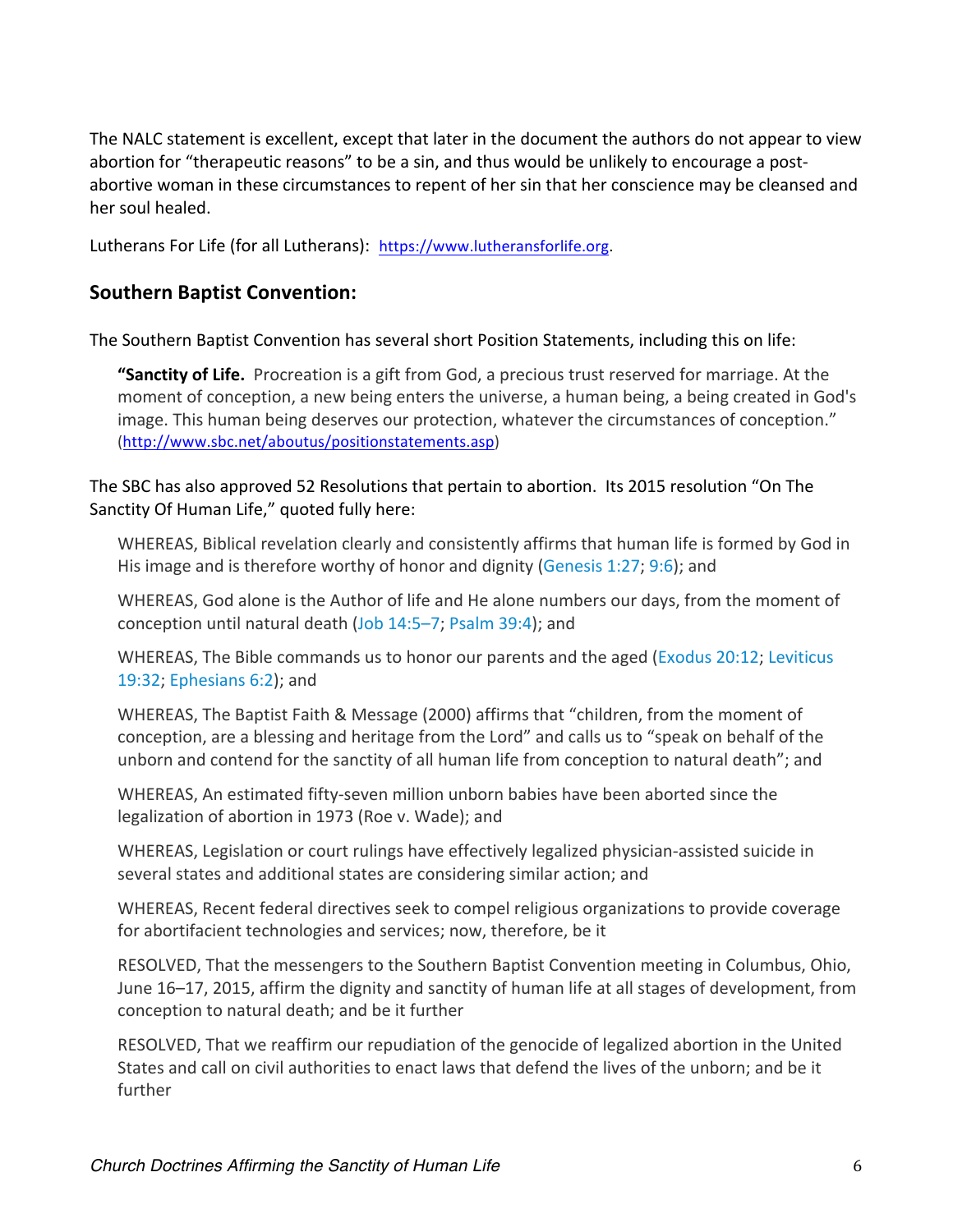The NALC statement is excellent, except that later in the document the authors do not appear to view abortion for "therapeutic reasons" to be a sin, and thus would be unlikely to encourage a post-abortive woman in these circumstances to repent of her sin that her conscience may be cleansed and her soul healed.

Lutherans For Life (for all Lutherans): https://www.lutheransforlife.org.

## Southern Baptist Convention:

The Southern Baptist Convention has several short Position Statements, including this on life:

> **"Sanctity of Life.** Procreation is a gift from God, a precious trust reserved for marriage. At the moment of conception, a new being enters the universe, a human being, a being created in God's image. This human being deserves our protection, whatever the circumstances of conception." (http://www.sbc.net/aboutus/positionstatements.asp)

The SBC has also approved 52 Resolutions that pertain to abortion. Its 2015 resolution "On The Sanctity Of Human Life," quoted fully here:

> WHEREAS, Biblical revelation clearly and consistently affirms that human life is formed by God in His image and is therefore worthy of honor and dignity (Genesis 1:27; 9:6); and
>
> WHEREAS, God alone is the Author of life and He alone numbers our days, from the moment of conception until natural death (Job 14:5–7; Psalm 39:4); and
>
> WHEREAS, The Bible commands us to honor our parents and the aged (Exodus 20:12; Leviticus 19:32; Ephesians 6:2); and
>
> WHEREAS, The Baptist Faith & Message (2000) affirms that "children, from the moment of conception, are a blessing and heritage from the Lord" and calls us to "speak on behalf of the unborn and contend for the sanctity of all human life from conception to natural death"; and
>
> WHEREAS, An estimated fifty-seven million unborn babies have been aborted since the legalization of abortion in 1973 (Roe v. Wade); and
>
> WHEREAS, Legislation or court rulings have effectively legalized physician-assisted suicide in several states and additional states are considering similar action; and
>
> WHEREAS, Recent federal directives seek to compel religious organizations to provide coverage for abortifacient technologies and services; now, therefore, be it
>
> RESOLVED, That the messengers to the Southern Baptist Convention meeting in Columbus, Ohio, June 16–17, 2015, affirm the dignity and sanctity of human life at all stages of development, from conception to natural death; and be it further
>
> RESOLVED, That we reaffirm our repudiation of the genocide of legalized abortion in the United States and call on civil authorities to enact laws that defend the lives of the unborn; and be it further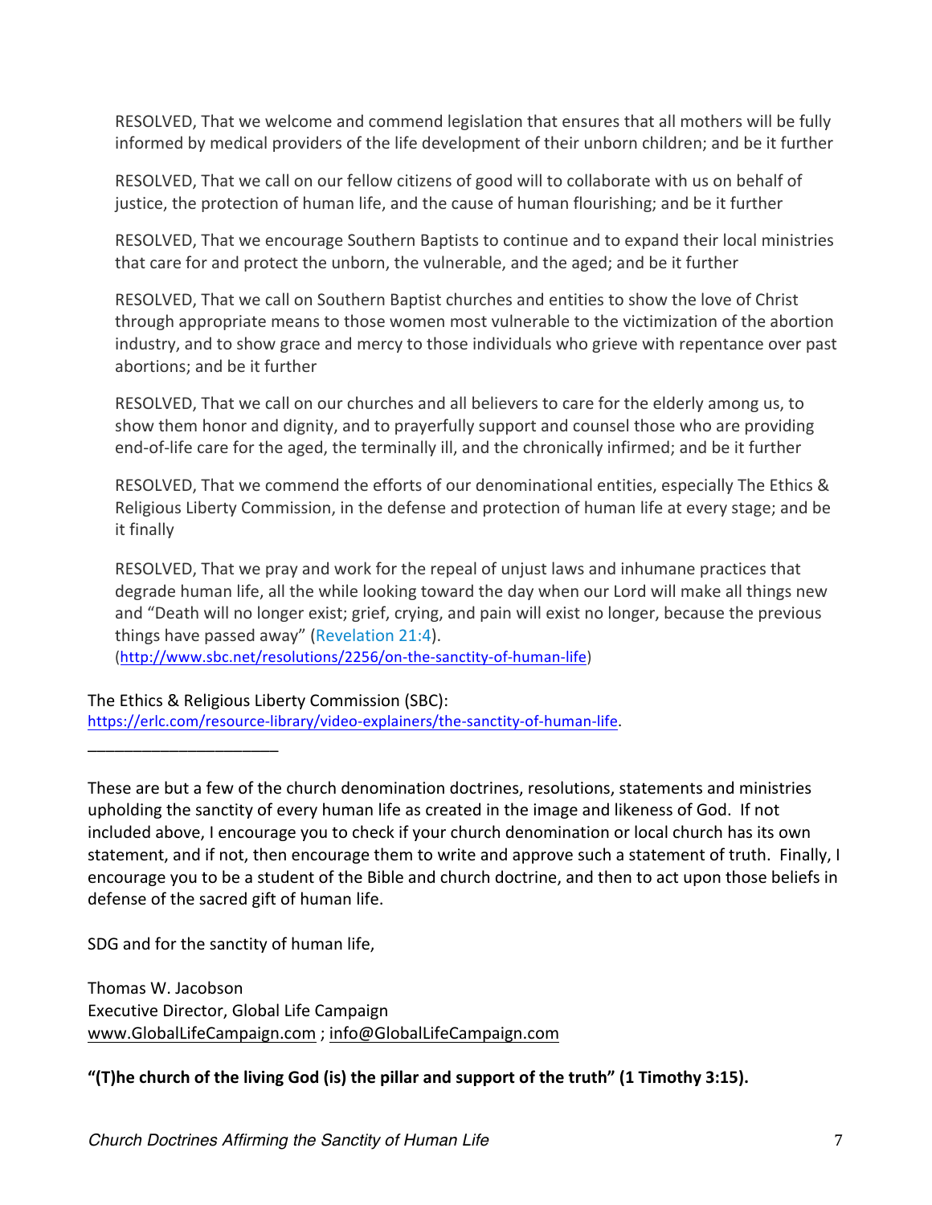RESOLVED, That we welcome and commend legislation that ensures that all mothers will be fully informed by medical providers of the life development of their unborn children; and be it further

RESOLVED, That we call on our fellow citizens of good will to collaborate with us on behalf of justice, the protection of human life, and the cause of human flourishing; and be it further

RESOLVED, That we encourage Southern Baptists to continue and to expand their local ministries that care for and protect the unborn, the vulnerable, and the aged; and be it further

RESOLVED, That we call on Southern Baptist churches and entities to show the love of Christ through appropriate means to those women most vulnerable to the victimization of the abortion industry, and to show grace and mercy to those individuals who grieve with repentance over past abortions; and be it further

RESOLVED, That we call on our churches and all believers to care for the elderly among us, to show them honor and dignity, and to prayerfully support and counsel those who are providing end-of-life care for the aged, the terminally ill, and the chronically infirmed; and be it further

RESOLVED, That we commend the efforts of our denominational entities, especially The Ethics & Religious Liberty Commission, in the defense and protection of human life at every stage; and be it finally

RESOLVED, That we pray and work for the repeal of unjust laws and inhumane practices that degrade human life, all the while looking toward the day when our Lord will make all things new and "Death will no longer exist; grief, crying, and pain will exist no longer, because the previous things have passed away" (Revelation 21:4).
(http://www.sbc.net/resolutions/2256/on-the-sanctity-of-human-life)

The Ethics & Religious Liberty Commission (SBC):
https://erlc.com/resource-library/video-explainers/the-sanctity-of-human-life.

______________________

These are but a few of the church denomination doctrines, resolutions, statements and ministries upholding the sanctity of every human life as created in the image and likeness of God. If not included above, I encourage you to check if your church denomination or local church has its own statement, and if not, then encourage them to write and approve such a statement of truth. Finally, I encourage you to be a student of the Bible and church doctrine, and then to act upon those beliefs in defense of the sacred gift of human life.

SDG and for the sanctity of human life,

Thomas W. Jacobson
Executive Director, Global Life Campaign
www.GlobalLifeCampaign.com ; info@GlobalLifeCampaign.com

**"(T)he church of the living God (is) the pillar and support of the truth" (1 Timothy 3:15).**